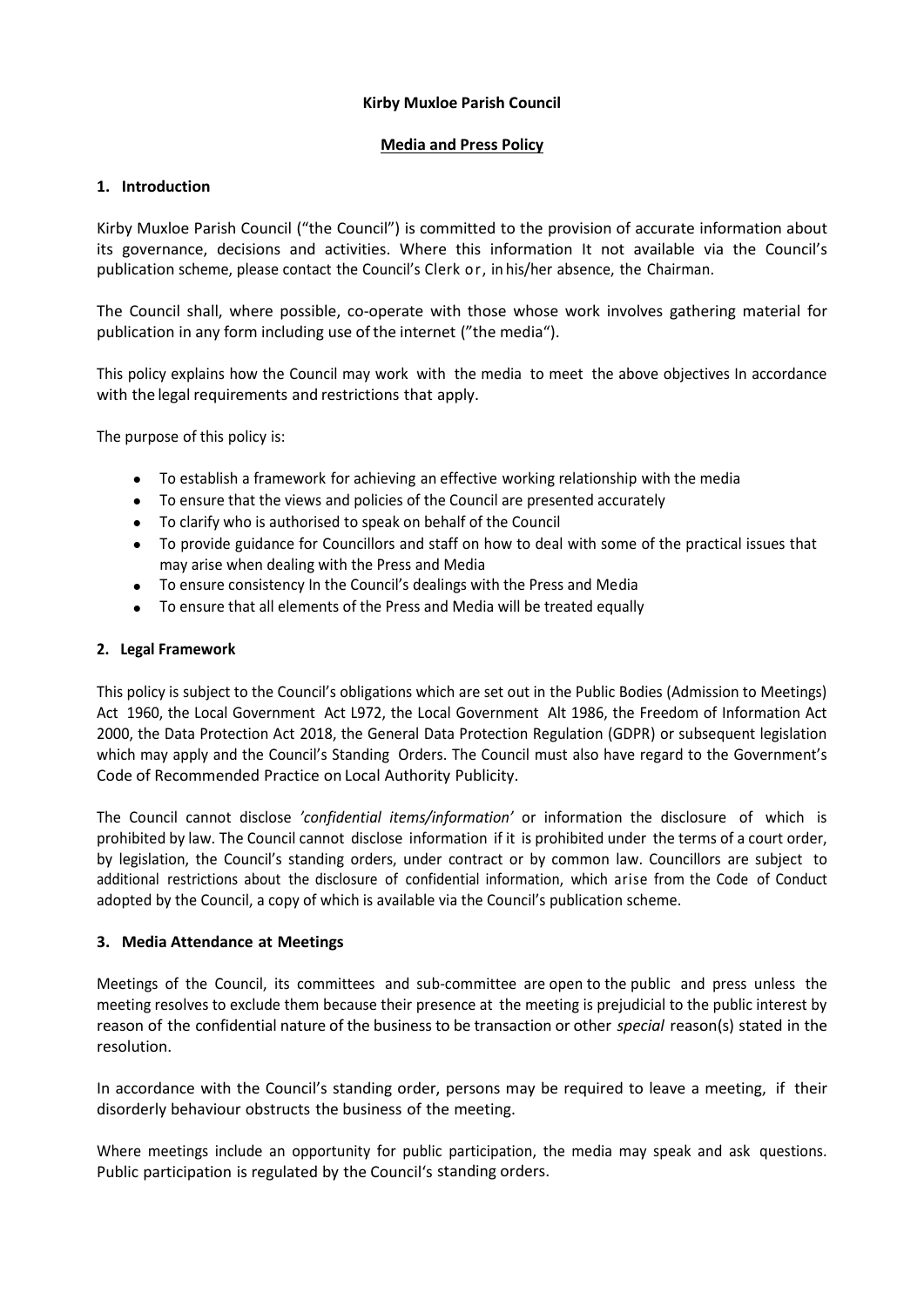**Kirby Muxloe Parish Council**

**<u>Media and Press Policy</u>**

## 1. Introduction

Kirby Muxloe Parish Council ("the Council") is committed to the provision of accurate information about its governance, decisions and activities. Where this information It not available via the Council's publication scheme, please contact the Council's Clerk or, in his/her absence, the Chairman.

The Council shall, where possible, co-operate with those whose work involves gathering material for publication in any form including use of the internet ("the media").

This policy explains how the Council may work with the media to meet the above objectives In accordance with the legal requirements and restrictions that apply.

The purpose of this policy is:

- To establish a framework for achieving an effective working relationship with the media
- To ensure that the views and policies of the Council are presented accurately
- To clarify who is authorised to speak on behalf of the Council
- To provide guidance for Councillors and staff on how to deal with some of the practical issues that may arise when dealing with the Press and Media
- To ensure consistency In the Council's dealings with the Press and Media
- To ensure that all elements of the Press and Media will be treated equally

## 2. Legal Framework

This policy is subject to the Council's obligations which are set out in the Public Bodies (Admission to Meetings) Act 1960, the Local Government Act L972, the Local Government Alt 1986, the Freedom of Information Act 2000, the Data Protection Act 2018, the General Data Protection Regulation (GDPR) or subsequent legislation which may apply and the Council's Standing Orders. The Council must also have regard to the Government's Code of Recommended Practice on Local Authority Publicity.

The Council cannot disclose *'confidential items/information'* or information the disclosure of which is prohibited by law. The Council cannot disclose information if it is prohibited under the terms of a court order, by legislation, the Council's standing orders, under contract or by common law. Councillors are subject to additional restrictions about the disclosure of confidential information, which arise from the Code of Conduct adopted by the Council, a copy of which is available via the Council's publication scheme.

## 3. Media Attendance at Meetings

Meetings of the Council, its committees and sub-committee are open to the public and press unless the meeting resolves to exclude them because their presence at the meeting is prejudicial to the public interest by reason of the confidential nature of the business to be transaction or other *special* reason(s) stated in the resolution.

In accordance with the Council's standing order, persons may be required to leave a meeting, if their disorderly behaviour obstructs the business of the meeting.

Where meetings include an opportunity for public participation, the media may speak and ask questions. Public participation is regulated by the Council's standing orders.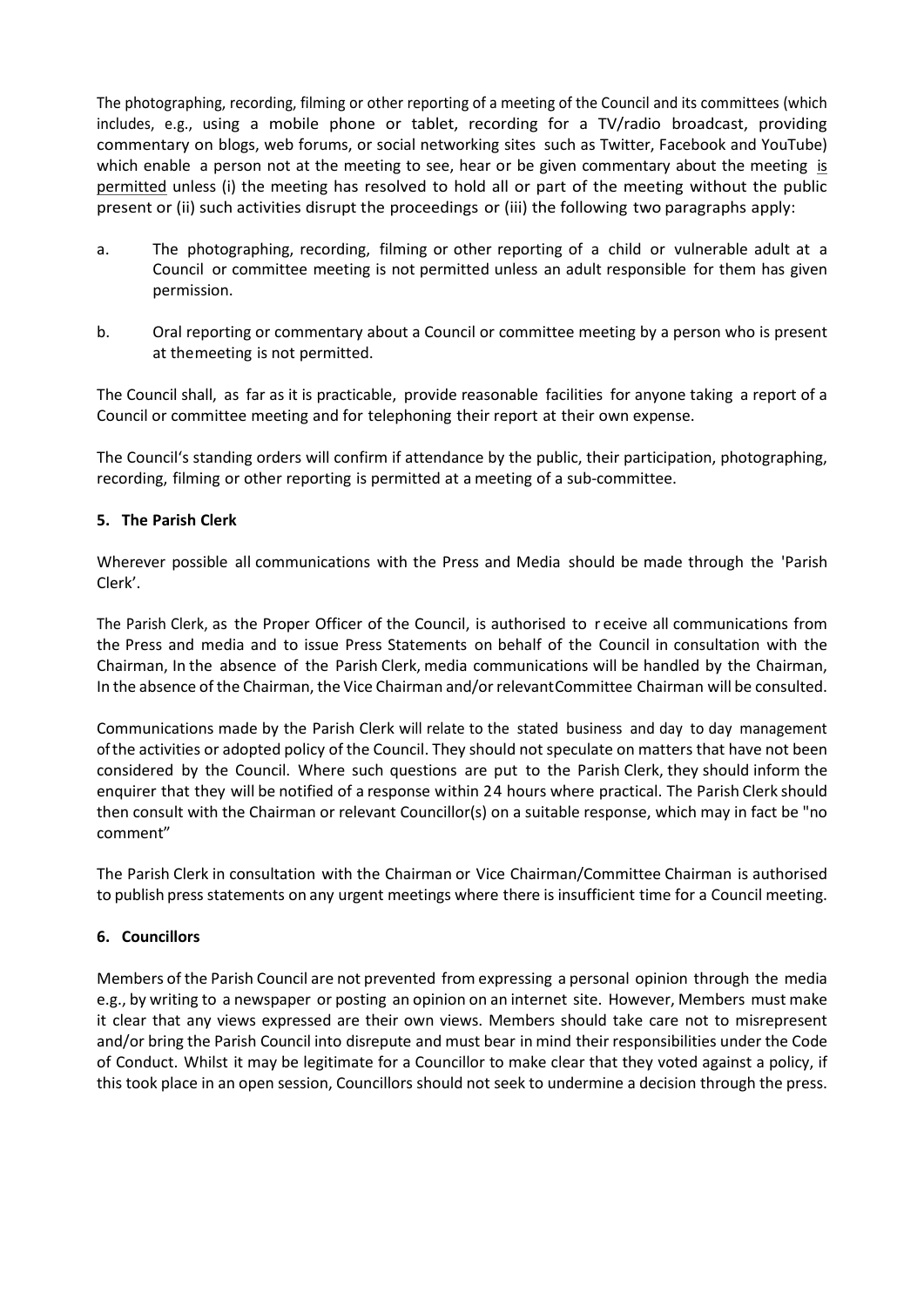The photographing, recording, filming or other reporting of a meeting of the Council and its committees (which includes, e.g., using a mobile phone or tablet, recording for a TV/radio broadcast, providing commentary on blogs, web forums, or social networking sites such as Twitter, Facebook and YouTube) which enable a person not at the meeting to see, hear or be given commentary about the meeting is permitted unless (i) the meeting has resolved to hold all or part of the meeting without the public present or (ii) such activities disrupt the proceedings or (iii) the following two paragraphs apply:

a. The photographing, recording, filming or other reporting of a child or vulnerable adult at a Council or committee meeting is not permitted unless an adult responsible for them has given permission.

b. Oral reporting or commentary about a Council or committee meeting by a person who is present at themeeting is not permitted.

The Council shall, as far as it is practicable, provide reasonable facilities for anyone taking a report of a Council or committee meeting and for telephoning their report at their own expense.

The Council's standing orders will confirm if attendance by the public, their participation, photographing, recording, filming or other reporting is permitted at a meeting of a sub-committee.

**5. The Parish Clerk**

Wherever possible all communications with the Press and Media should be made through the 'Parish Clerk'.

The Parish Clerk, as the Proper Officer of the Council, is authorised to r eceive all communications from the Press and media and to issue Press Statements on behalf of the Council in consultation with the Chairman, In the absence of the Parish Clerk, media communications will be handled by the Chairman, In the absence of the Chairman, the Vice Chairman and/or relevantCommittee Chairman will be consulted.

Communications made by the Parish Clerk will relate to the stated business and day to day management ofthe activities or adopted policy of the Council. They should not speculate on matters that have not been considered by the Council. Where such questions are put to the Parish Clerk, they should inform the enquirer that they will be notified of a response within 24 hours where practical. The Parish Clerk should then consult with the Chairman or relevant Councillor(s) on a suitable response, which may in fact be "no comment"

The Parish Clerk in consultation with the Chairman or Vice Chairman/Committee Chairman is authorised to publish press statements on any urgent meetings where there is insufficient time for a Council meeting.

**6. Councillors**

Members of the Parish Council are not prevented from expressing a personal opinion through the media e.g., by writing to a newspaper or posting an opinion on an internet site. However, Members must make it clear that any views expressed are their own views. Members should take care not to misrepresent and/or bring the Parish Council into disrepute and must bear in mind their responsibilities under the Code of Conduct. Whilst it may be legitimate for a Councillor to make clear that they voted against a policy, if this took place in an open session, Councillors should not seek to undermine a decision through the press.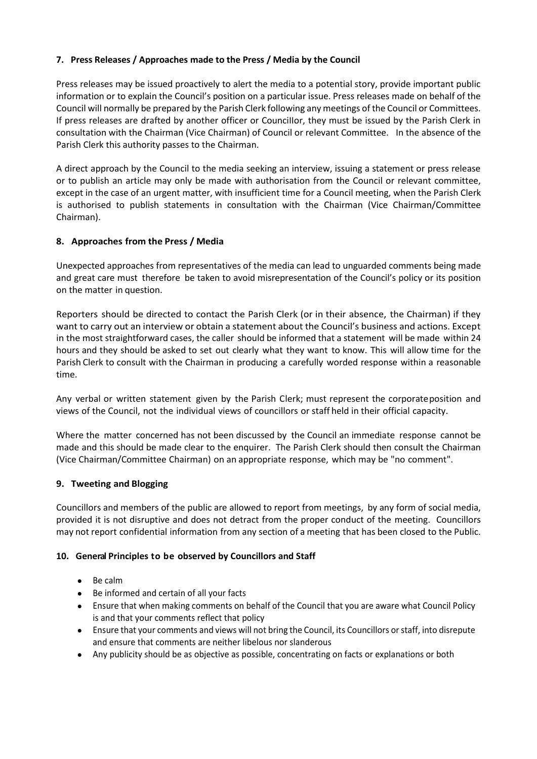## 7. Press Releases / Approaches made to the Press / Media by the Council

Press releases may be issued proactively to alert the media to a potential story, provide important public information or to explain the Council's position on a particular issue. Press releases made on behalf of the Council will normally be prepared by the Parish Clerk following any meetings of the Council or Committees. If press releases are drafted by another officer or Councillor, they must be issued by the Parish Clerk in consultation with the Chairman (Vice Chairman) of Council or relevant Committee. In the absence of the Parish Clerk this authority passes to the Chairman.

A direct approach by the Council to the media seeking an interview, issuing a statement or press release or to publish an article may only be made with authorisation from the Council or relevant committee, except in the case of an urgent matter, with insufficient time for a Council meeting, when the Parish Clerk is authorised to publish statements in consultation with the Chairman (Vice Chairman/Committee Chairman).

## 8. Approaches from the Press / Media

Unexpected approaches from representatives of the media can lead to unguarded comments being made and great care must therefore be taken to avoid misrepresentation of the Council's policy or its position on the matter in question.

Reporters should be directed to contact the Parish Clerk (or in their absence, the Chairman) if they want to carry out an interview or obtain a statement about the Council's business and actions. Except in the most straightforward cases, the caller should be informed that a statement will be made within 24 hours and they should be asked to set out clearly what they want to know. This will allow time for the Parish Clerk to consult with the Chairman in producing a carefully worded response within a reasonable time.

Any verbal or written statement given by the Parish Clerk; must represent the corporateposition and views of the Council, not the individual views of councillors or staff held in their official capacity.

Where the matter concerned has not been discussed by the Council an immediate response cannot be made and this should be made clear to the enquirer. The Parish Clerk should then consult the Chairman (Vice Chairman/Committee Chairman) on an appropriate response, which may be "no comment".

## 9. Tweeting and Blogging

Councillors and members of the public are allowed to report from meetings, by any form of social media, provided it is not disruptive and does not detract from the proper conduct of the meeting. Councillors may not report confidential information from any section of a meeting that has been closed to the Public.

## 10. General Principles to be observed by Councillors and Staff

- Be calm
- Be informed and certain of all your facts
- Ensure that when making comments on behalf of the Council that you are aware what Council Policy is and that your comments reflect that policy
- Ensure that your comments and views will not bring the Council, its Councillors or staff, into disrepute and ensure that comments are neither libelous nor slanderous
- Any publicity should be as objective as possible, concentrating on facts or explanations or both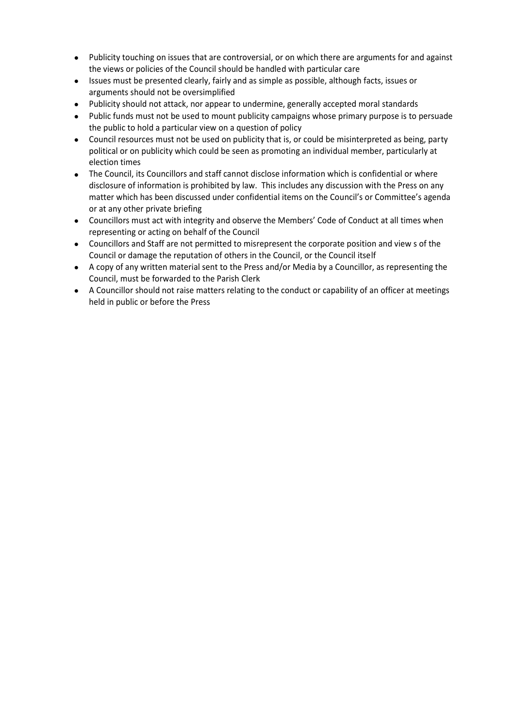- Publicity touching on issues that are controversial, or on which there are arguments for and against the views or policies of the Council should be handled with particular care
- Issues must be presented clearly, fairly and as simple as possible, although facts, issues or arguments should not be oversimplified
- Publicity should not attack, nor appear to undermine, generally accepted moral standards
- Public funds must not be used to mount publicity campaigns whose primary purpose is to persuade the public to hold a particular view on a question of policy
- Council resources must not be used on publicity that is, or could be misinterpreted as being, party political or on publicity which could be seen as promoting an individual member, particularly at election times
- The Council, its Councillors and staff cannot disclose information which is confidential or where disclosure of information is prohibited by law. This includes any discussion with the Press on any matter which has been discussed under confidential items on the Council's or Committee's agenda or at any other private briefing
- Councillors must act with integrity and observe the Members' Code of Conduct at all times when representing or acting on behalf of the Council
- Councillors and Staff are not permitted to misrepresent the corporate position and view s of the Council or damage the reputation of others in the Council, or the Council itself
- A copy of any written material sent to the Press and/or Media by a Councillor, as representing the Council, must be forwarded to the Parish Clerk
- A Councillor should not raise matters relating to the conduct or capability of an officer at meetings held in public or before the Press